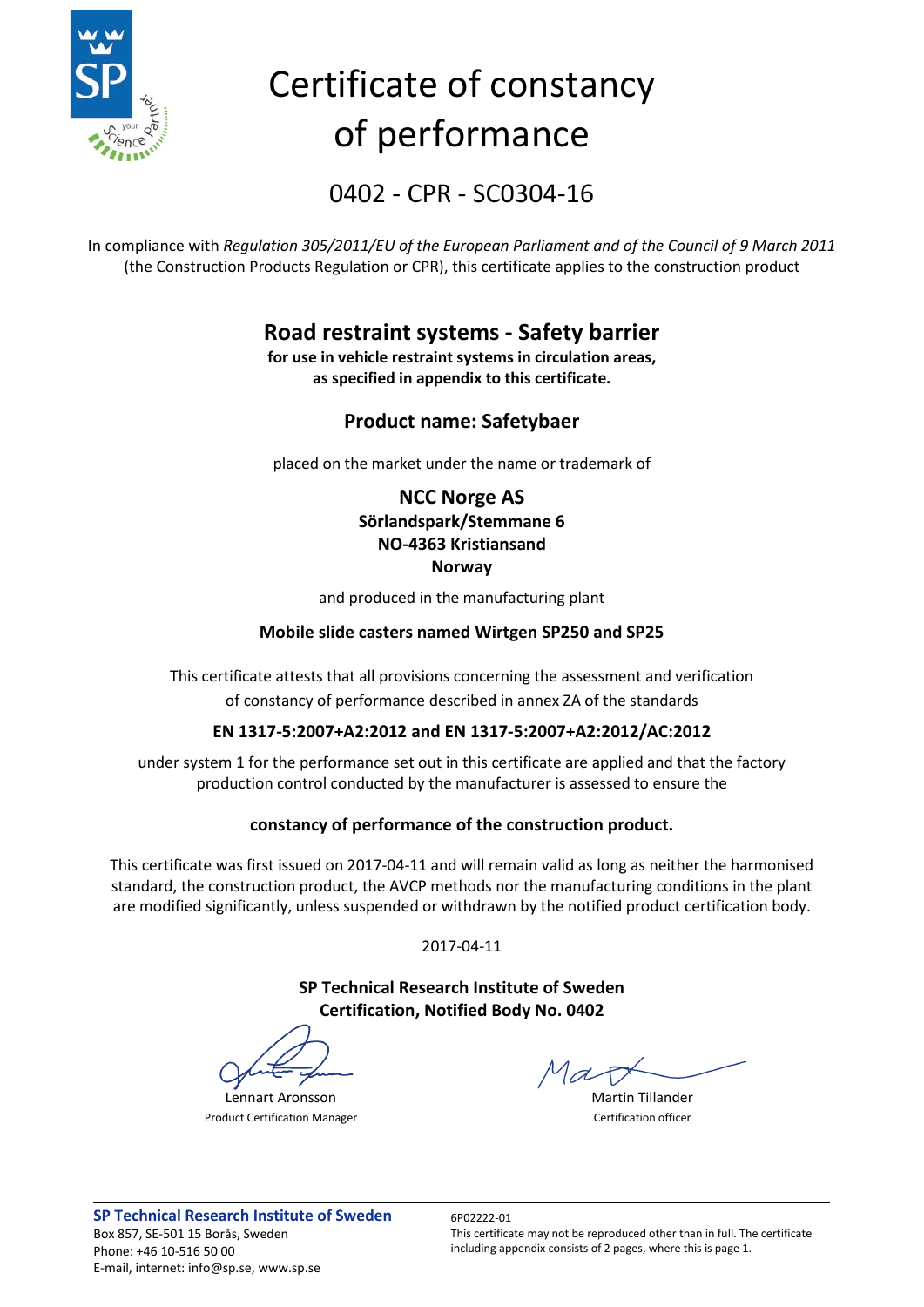# Certificate of constancy of performance

## 0402 - CPR - SC0304-16

In compliance with *Regulation 305/2011/EU of the European Parliament and of the Council of 9 March 2011* (the Construction Products Regulation or CPR), this certificate applies to the construction product

### Road restraint systems - Safety barrier

**for use in vehicle restraint systems in circulation areas, as specified in appendix to this certificate.**

### Product name: Safetybaer

placed on the market under the name or trademark of

**NCC Norge AS**
**Sörlandspark/Stemmane 6**
**NO-4363 Kristiansand**
**Norway**

and produced in the manufacturing plant

**Mobile slide casters named Wirtgen SP250 and SP25**

This certificate attests that all provisions concerning the assessment and verification of constancy of performance described in annex ZA of the standards

**EN 1317-5:2007+A2:2012 and EN 1317-5:2007+A2:2012/AC:2012**

under system 1 for the performance set out in this certificate are applied and that the factory production control conducted by the manufacturer is assessed to ensure the

**constancy of performance of the construction product.**

This certificate was first issued on 2017-04-11 and will remain valid as long as neither the harmonised standard, the construction product, the AVCP methods nor the manufacturing conditions in the plant are modified significantly, unless suspended or withdrawn by the notified product certification body.

2017-04-11

**SP Technical Research Institute of Sweden**
**Certification, Notified Body No. 0402**

| Lennart Aronsson | Martin Tillander |
| --- | --- |
| Product Certification Manager | Certification officer |

**SP Technical Research Institute of Sweden**
Box 857, SE-501 15 Borås, Sweden
Phone: +46 10-516 50 00
E-mail, internet: info@sp.se, www.sp.se

6P02222-01
This certificate may not be reproduced other than in full. The certificate including appendix consists of 2 pages, where this is page 1.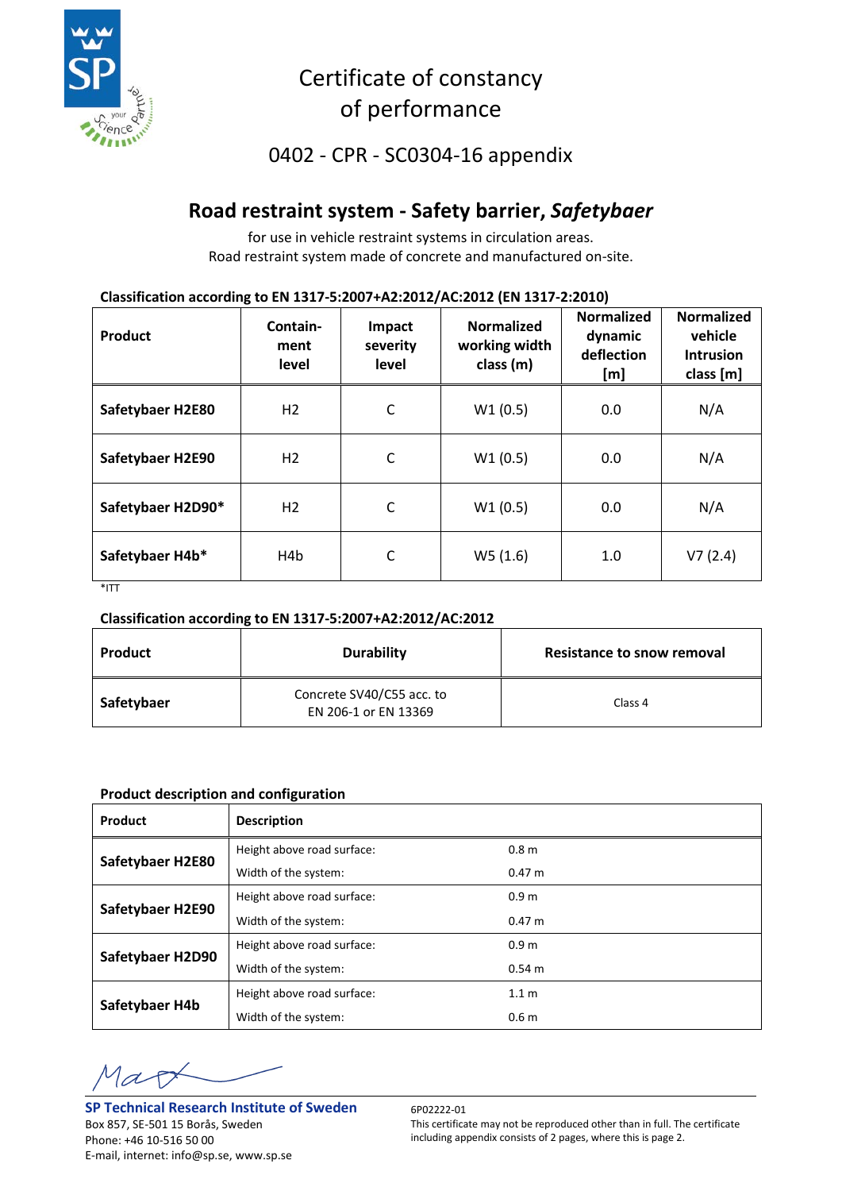# Certificate of constancy of performance

## 0402 - CPR - SC0304-16 appendix

## Road restraint system - Safety barrier, *Safetybaer*

for use in vehicle restraint systems in circulation areas.
Road restraint system made of concrete and manufactured on-site.

**Classification according to EN 1317-5:2007+A2:2012/AC:2012 (EN 1317-2:2010)**

| Product | Contain-ment level | Impact severity level | Normalized working width class (m) | Normalized dynamic deflection [m] | Normalized vehicle Intrusion class [m] |
|---|---|---|---|---|---|
| **Safetybaer H2E80** | H2 | C | W1 (0.5) | 0.0 | N/A |
| **Safetybaer H2E90** | H2 | C | W1 (0.5) | 0.0 | N/A |
| **Safetybaer H2D90*** | H2 | C | W1 (0.5) | 0.0 | N/A |
| **Safetybaer H4b*** | H4b | C | W5 (1.6) | 1.0 | V7 (2.4) |

*ITT

**Classification according to EN 1317-5:2007+A2:2012/AC:2012**

| Product | Durability | Resistance to snow removal |
|---|---|---|
| **Safetybaer** | Concrete SV40/C55 acc. to EN 206-1 or EN 13369 | Class 4 |

**Product description and configuration**

| Product | Description | |
|---|---|---|
| **Safetybaer H2E80** | Height above road surface: | 0.8 m |
| | Width of the system: | 0.47 m |
| **Safetybaer H2E90** | Height above road surface: | 0.9 m |
| | Width of the system: | 0.47 m |
| **Safetybaer H2D90** | Height above road surface: | 0.9 m |
| | Width of the system: | 0.54 m |
| **Safetybaer H4b** | Height above road surface: | 1.1 m |
| | Width of the system: | 0.6 m |

**SP Technical Research Institute of Sweden**
Box 857, SE-501 15 Borås, Sweden
Phone: +46 10-516 50 00
E-mail, internet: info@sp.se, www.sp.se

6P02222-01
This certificate may not be reproduced other than in full. The certificate including appendix consists of 2 pages, where this is page 2.